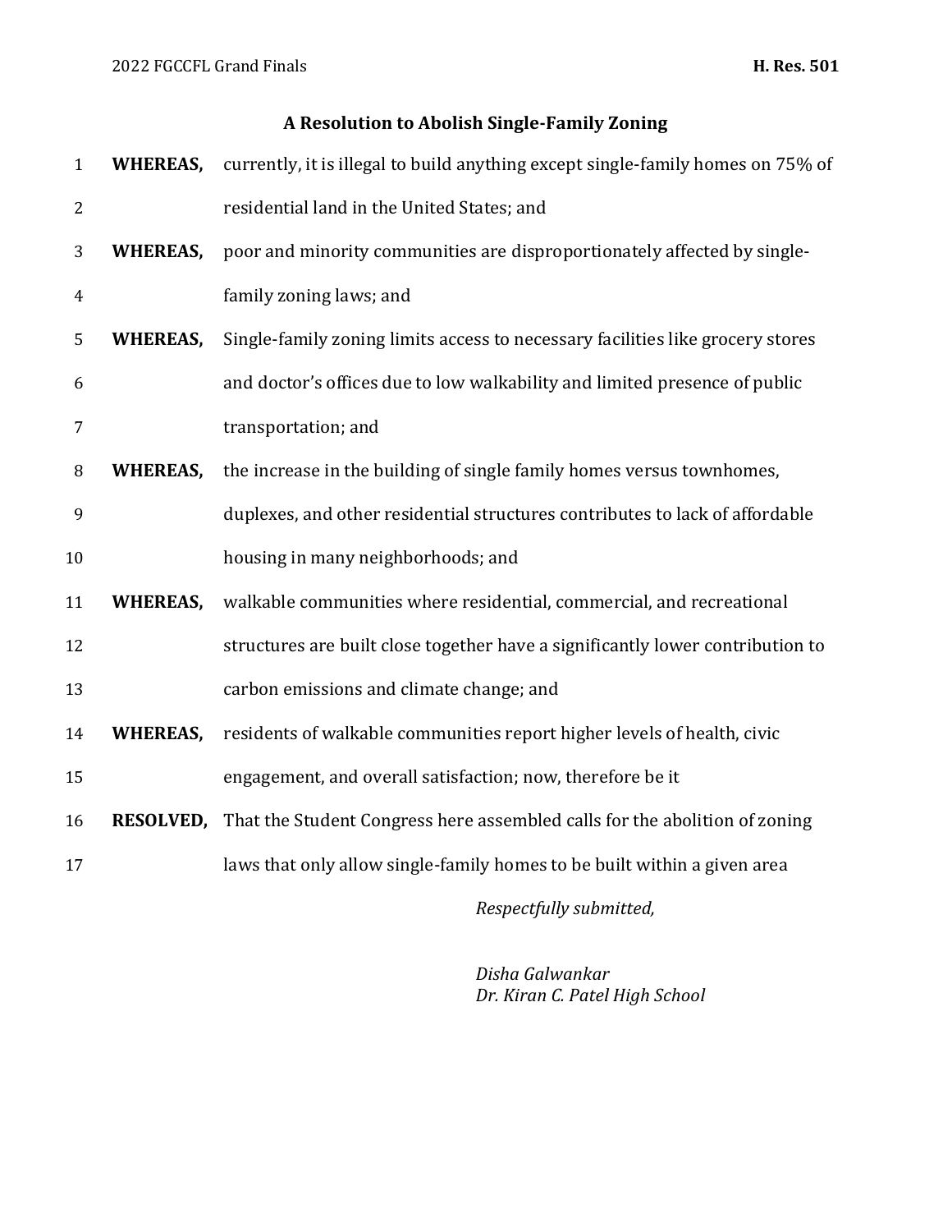# A Resolution to Abolish Single-Family Zoning

1 **WHEREAS,** currently, it is illegal to build anything except single-family homes on 75% of
2 residential land in the United States; and
3 **WHEREAS,** poor and minority communities are disproportionately affected by single-
4 family zoning laws; and
5 **WHEREAS,** Single-family zoning limits access to necessary facilities like grocery stores
6 and doctor's offices due to low walkability and limited presence of public
7 transportation; and
8 **WHEREAS,** the increase in the building of single family homes versus townhomes,
9 duplexes, and other residential structures contributes to lack of affordable
10 housing in many neighborhoods; and
11 **WHEREAS,** walkable communities where residential, commercial, and recreational
12 structures are built close together have a significantly lower contribution to
13 carbon emissions and climate change; and
14 **WHEREAS,** residents of walkable communities report higher levels of health, civic
15 engagement, and overall satisfaction; now, therefore be it
16 **RESOLVED,** That the Student Congress here assembled calls for the abolition of zoning
17 laws that only allow single-family homes to be built within a given area

*Respectfully submitted,*

*Disha Galwankar*
*Dr. Kiran C. Patel High School*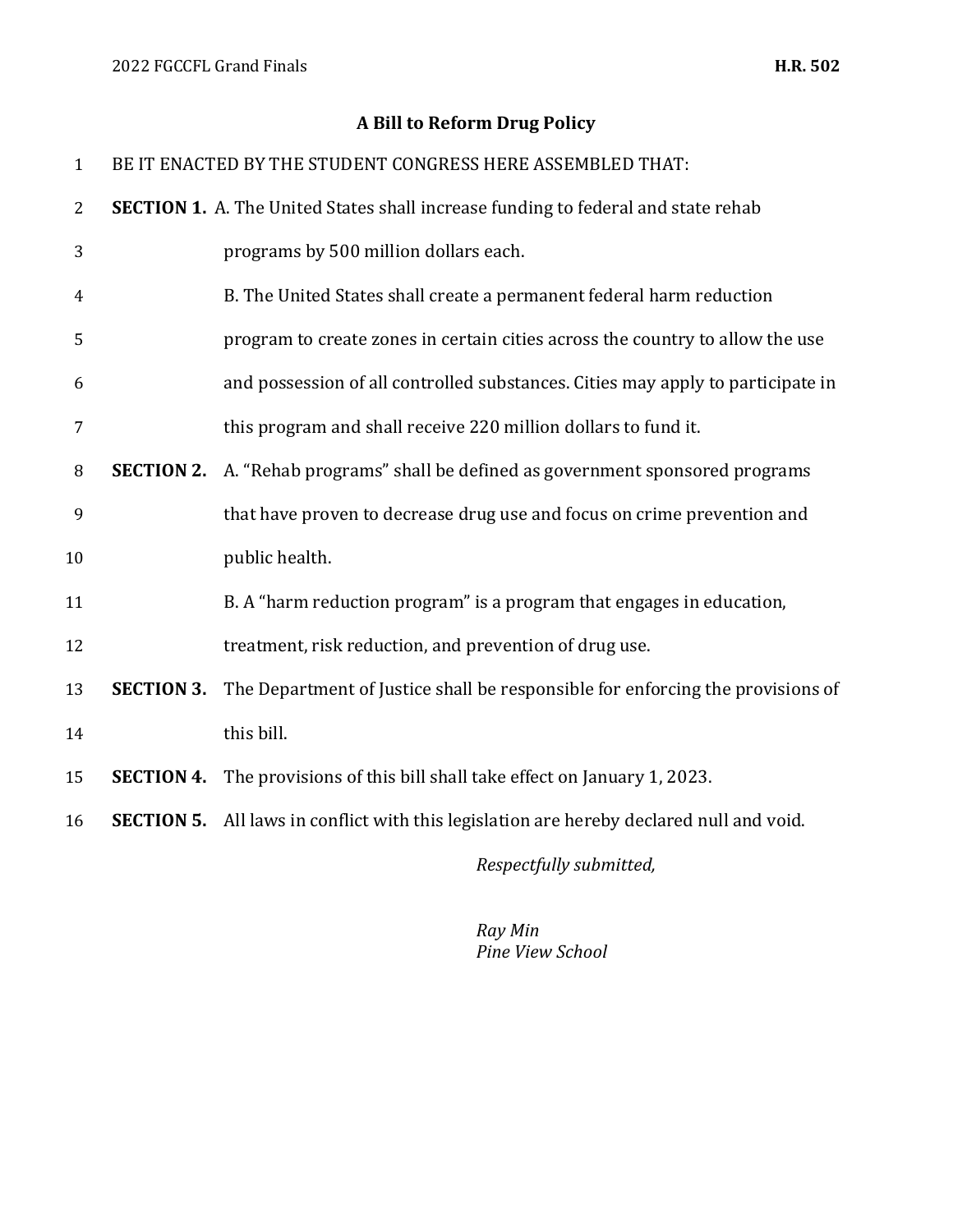## A Bill to Reform Drug Policy

BE IT ENACTED BY THE STUDENT CONGRESS HERE ASSEMBLED THAT:

**SECTION 1.** A. The United States shall increase funding to federal and state rehab programs by 500 million dollars each.

B. The United States shall create a permanent federal harm reduction program to create zones in certain cities across the country to allow the use and possession of all controlled substances. Cities may apply to participate in this program and shall receive 220 million dollars to fund it.

**SECTION 2.** A. "Rehab programs" shall be defined as government sponsored programs that have proven to decrease drug use and focus on crime prevention and public health.

B. A "harm reduction program" is a program that engages in education, treatment, risk reduction, and prevention of drug use.

**SECTION 3.** The Department of Justice shall be responsible for enforcing the provisions of this bill.

**SECTION 4.** The provisions of this bill shall take effect on January 1, 2023.

**SECTION 5.** All laws in conflict with this legislation are hereby declared null and void.

*Respectfully submitted,*

*Ray Min*
*Pine View School*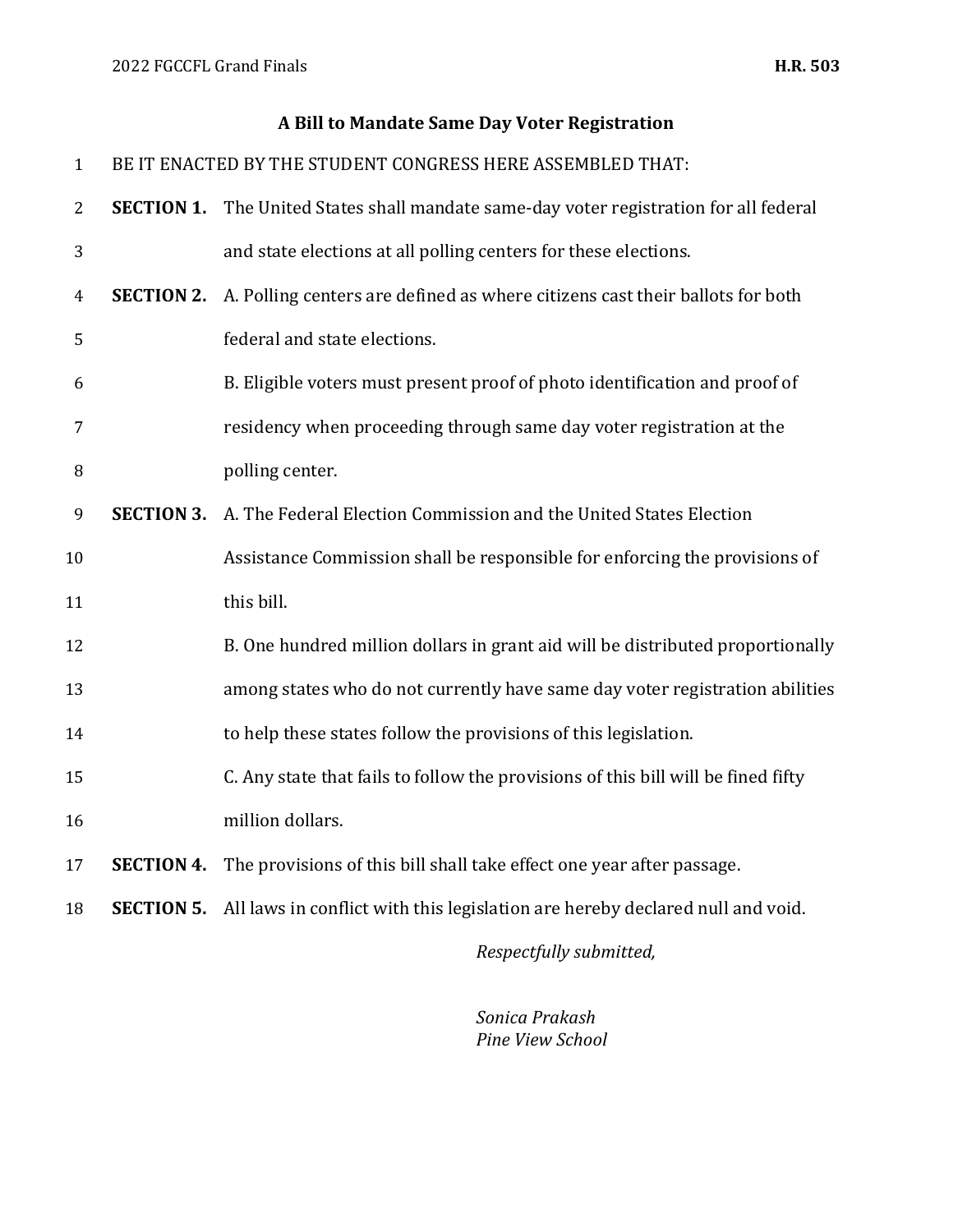# A Bill to Mandate Same Day Voter Registration

BE IT ENACTED BY THE STUDENT CONGRESS HERE ASSEMBLED THAT:

**SECTION 1.** The United States shall mandate same-day voter registration for all federal and state elections at all polling centers for these elections.

**SECTION 2.** A. Polling centers are defined as where citizens cast their ballots for both federal and state elections.

B. Eligible voters must present proof of photo identification and proof of residency when proceeding through same day voter registration at the polling center.

**SECTION 3.** A. The Federal Election Commission and the United States Election Assistance Commission shall be responsible for enforcing the provisions of this bill.

B. One hundred million dollars in grant aid will be distributed proportionally among states who do not currently have same day voter registration abilities to help these states follow the provisions of this legislation.

C. Any state that fails to follow the provisions of this bill will be fined fifty million dollars.

**SECTION 4.** The provisions of this bill shall take effect one year after passage.

**SECTION 5.** All laws in conflict with this legislation are hereby declared null and void.

*Respectfully submitted,*

*Sonica Prakash*
*Pine View School*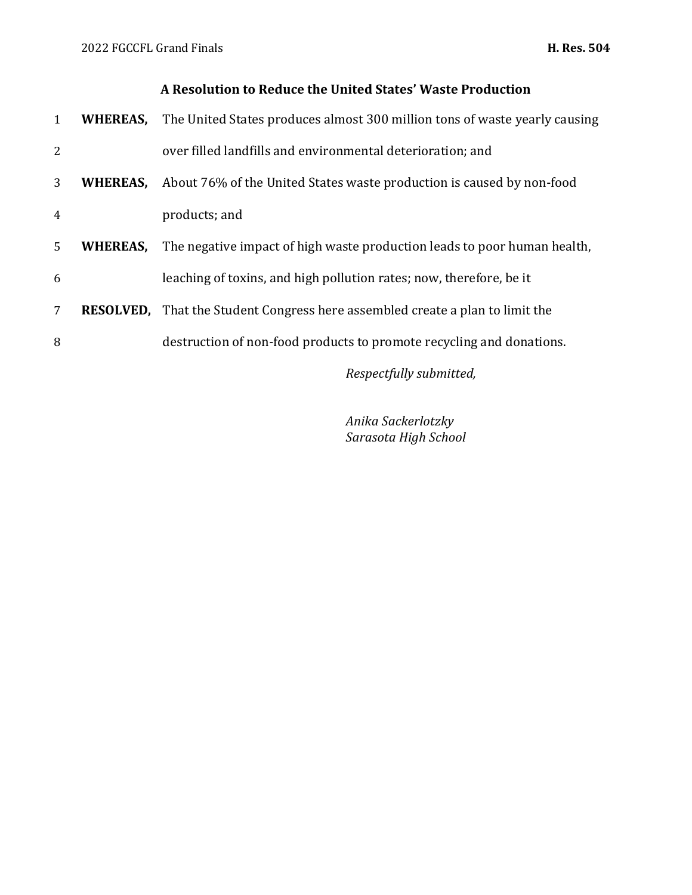**H. Res. 504**

## A Resolution to Reduce the United States' Waste Production

1 **WHEREAS,** The United States produces almost 300 million tons of waste yearly causing
2 over filled landfills and environmental deterioration; and
3 **WHEREAS,** About 76% of the United States waste production is caused by non-food
4 products; and
5 **WHEREAS,** The negative impact of high waste production leads to poor human health,
6 leaching of toxins, and high pollution rates; now, therefore, be it
7 **RESOLVED,** That the Student Congress here assembled create a plan to limit the
8 destruction of non-food products to promote recycling and donations.

*Respectfully submitted,*

*Anika Sackerlotzky*
*Sarasota High School*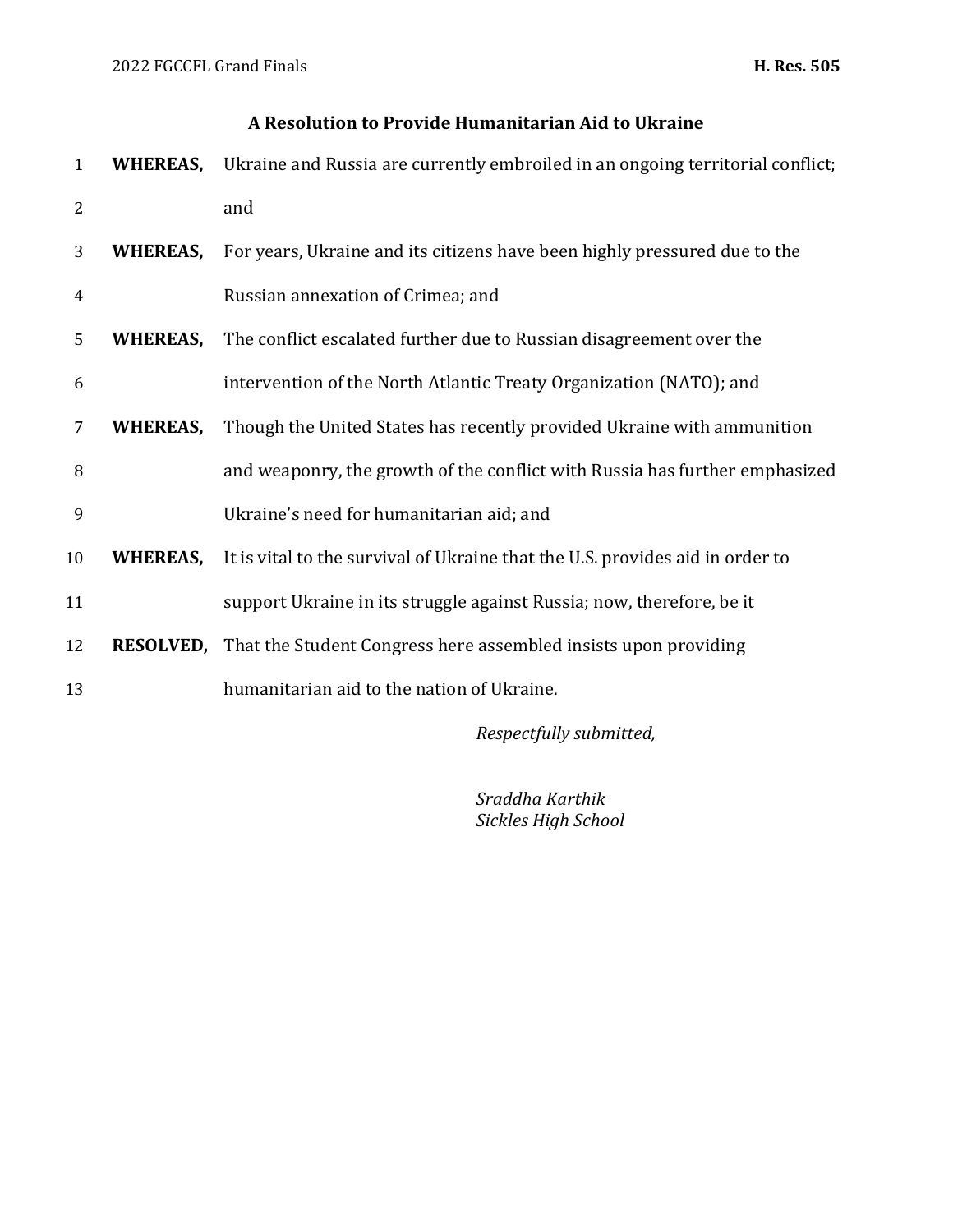# A Resolution to Provide Humanitarian Aid to Ukraine

1 **WHEREAS,** Ukraine and Russia are currently embroiled in an ongoing territorial conflict;
2 and
3 **WHEREAS,** For years, Ukraine and its citizens have been highly pressured due to the
4 Russian annexation of Crimea; and
5 **WHEREAS,** The conflict escalated further due to Russian disagreement over the
6 intervention of the North Atlantic Treaty Organization (NATO); and
7 **WHEREAS,** Though the United States has recently provided Ukraine with ammunition
8 and weaponry, the growth of the conflict with Russia has further emphasized
9 Ukraine's need for humanitarian aid; and
10 **WHEREAS,** It is vital to the survival of Ukraine that the U.S. provides aid in order to
11 support Ukraine in its struggle against Russia; now, therefore, be it
12 **RESOLVED,** That the Student Congress here assembled insists upon providing
13 humanitarian aid to the nation of Ukraine.

*Respectfully submitted,*

*Sraddha Karthik*
*Sickles High School*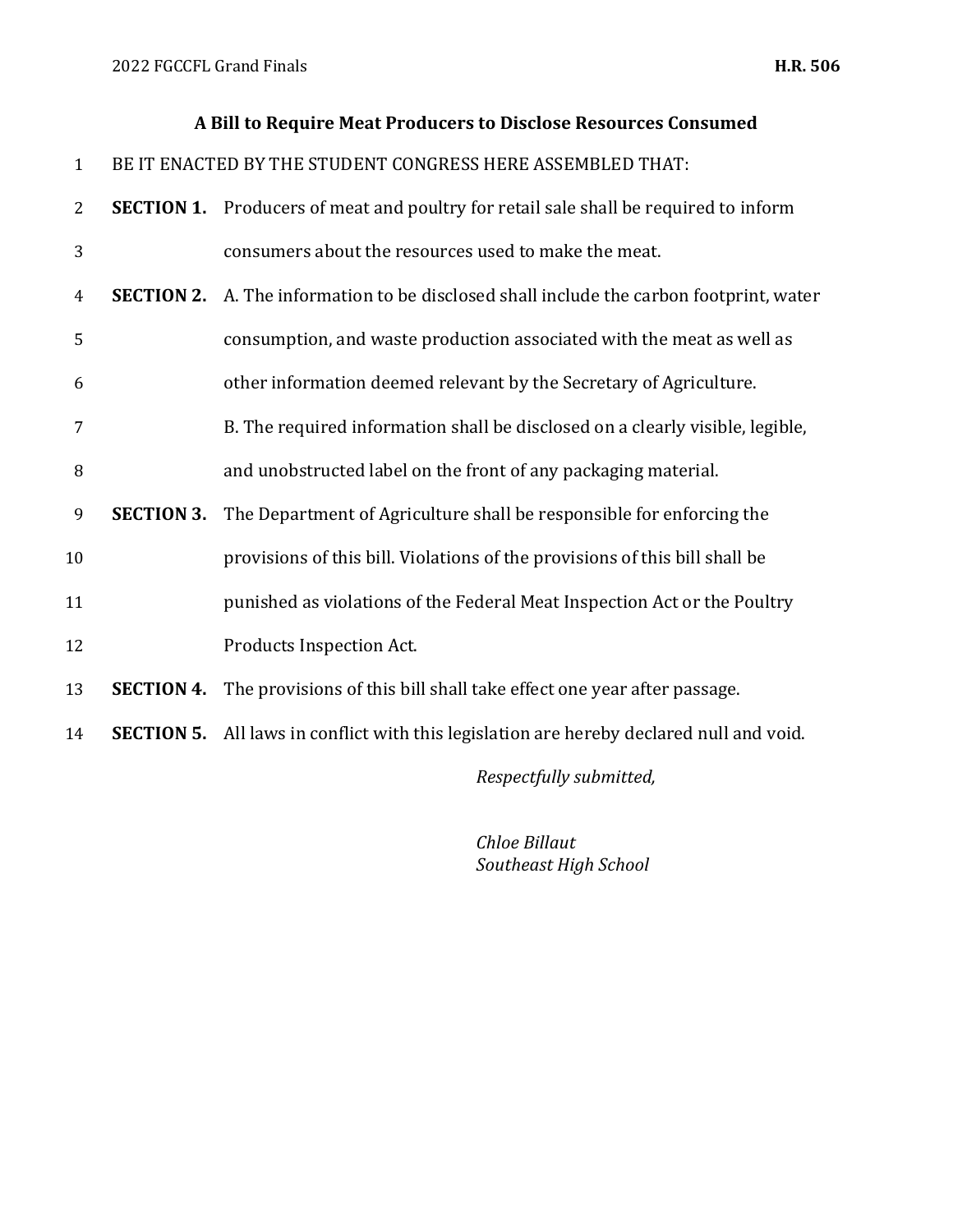**H.R. 506**

## A Bill to Require Meat Producers to Disclose Resources Consumed

BE IT ENACTED BY THE STUDENT CONGRESS HERE ASSEMBLED THAT:

**SECTION 1.** Producers of meat and poultry for retail sale shall be required to inform consumers about the resources used to make the meat.

**SECTION 2.** A. The information to be disclosed shall include the carbon footprint, water consumption, and waste production associated with the meat as well as other information deemed relevant by the Secretary of Agriculture.

B. The required information shall be disclosed on a clearly visible, legible, and unobstructed label on the front of any packaging material.

**SECTION 3.** The Department of Agriculture shall be responsible for enforcing the provisions of this bill. Violations of the provisions of this bill shall be punished as violations of the Federal Meat Inspection Act or the Poultry Products Inspection Act.

**SECTION 4.** The provisions of this bill shall take effect one year after passage.

**SECTION 5.** All laws in conflict with this legislation are hereby declared null and void.

*Respectfully submitted,*

*Chloe Billaut*
*Southeast High School*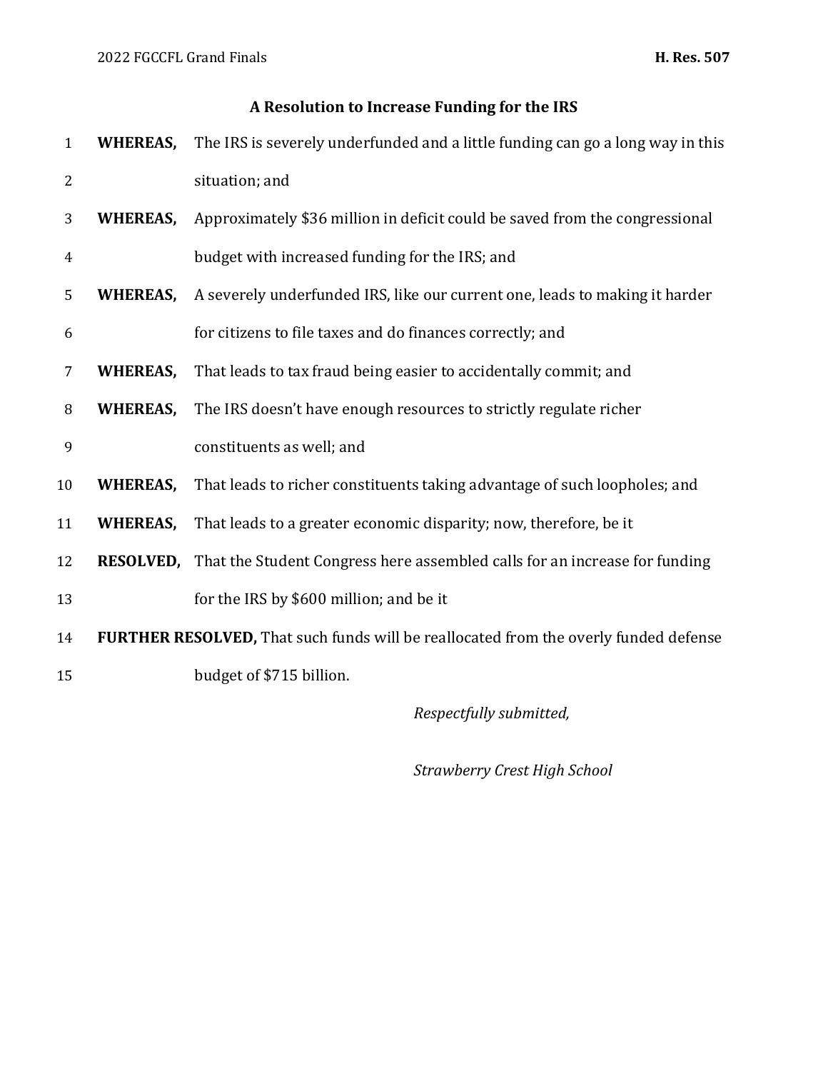# A Resolution to Increase Funding for the IRS

1 **WHEREAS,** The IRS is severely underfunded and a little funding can go a long way in this
2 situation; and
3 **WHEREAS,** Approximately $36 million in deficit could be saved from the congressional
4 budget with increased funding for the IRS; and
5 **WHEREAS,** A severely underfunded IRS, like our current one, leads to making it harder
6 for citizens to file taxes and do finances correctly; and
7 **WHEREAS,** That leads to tax fraud being easier to accidentally commit; and
8 **WHEREAS,** The IRS doesn't have enough resources to strictly regulate richer
9 constituents as well; and
10 **WHEREAS,** That leads to richer constituents taking advantage of such loopholes; and
11 **WHEREAS,** That leads to a greater economic disparity; now, therefore, be it
12 **RESOLVED,** That the Student Congress here assembled calls for an increase for funding
13 for the IRS by $600 million; and be it
14 **FURTHER RESOLVED,** That such funds will be reallocated from the overly funded defense
15 budget of $715 billion.

*Respectfully submitted,*

*Strawberry Crest High School*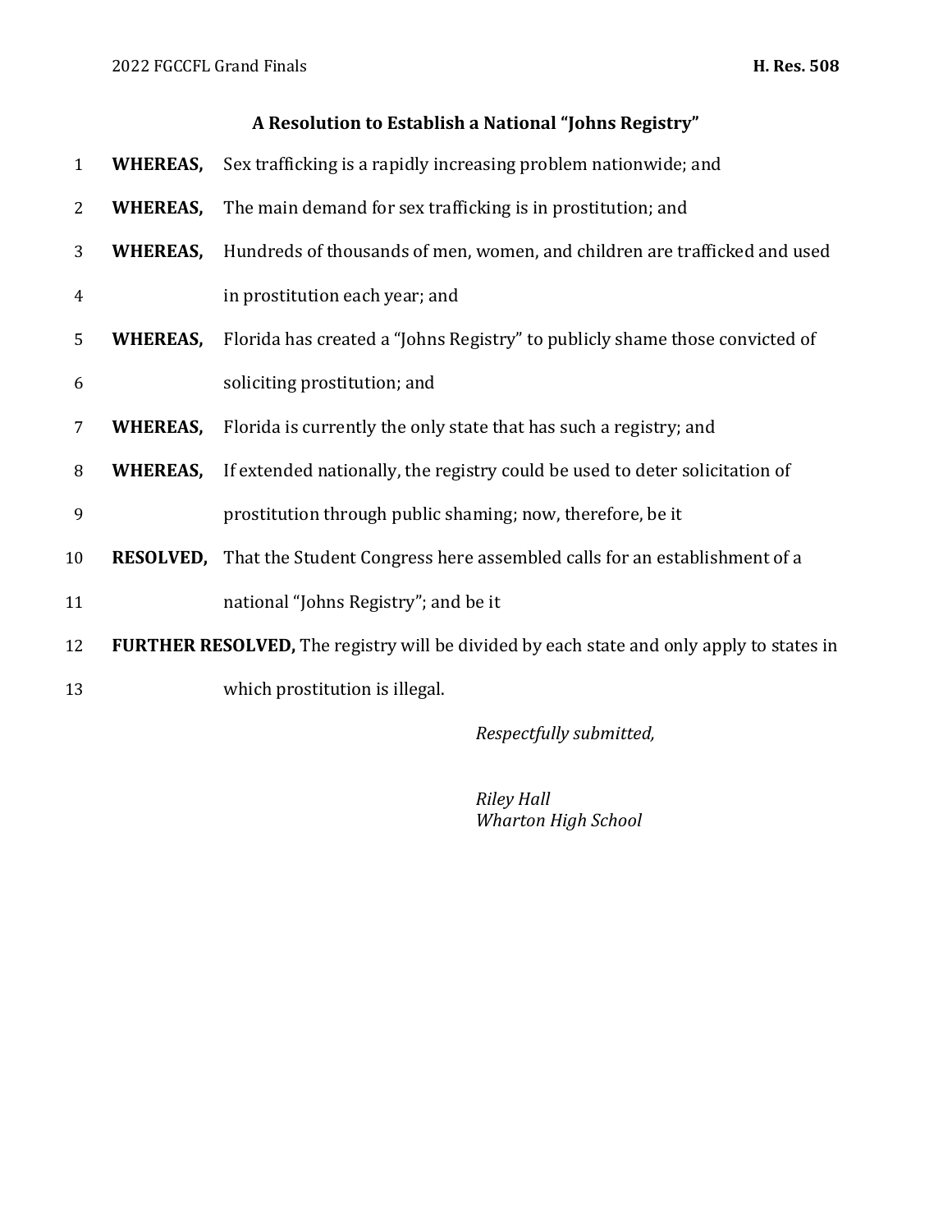## A Resolution to Establish a National "Johns Registry"

1 **WHEREAS,** Sex trafficking is a rapidly increasing problem nationwide; and

2 **WHEREAS,** The main demand for sex trafficking is in prostitution; and

3 **WHEREAS,** Hundreds of thousands of men, women, and children are trafficked and used

4 in prostitution each year; and

5 **WHEREAS,** Florida has created a "Johns Registry" to publicly shame those convicted of

6 soliciting prostitution; and

7 **WHEREAS,** Florida is currently the only state that has such a registry; and

8 **WHEREAS,** If extended nationally, the registry could be used to deter solicitation of

9 prostitution through public shaming; now, therefore, be it

10 **RESOLVED,** That the Student Congress here assembled calls for an establishment of a

11 national "Johns Registry"; and be it

12 **FURTHER RESOLVED,** The registry will be divided by each state and only apply to states in

13 which prostitution is illegal.

*Respectfully submitted,*

*Riley Hall*
*Wharton High School*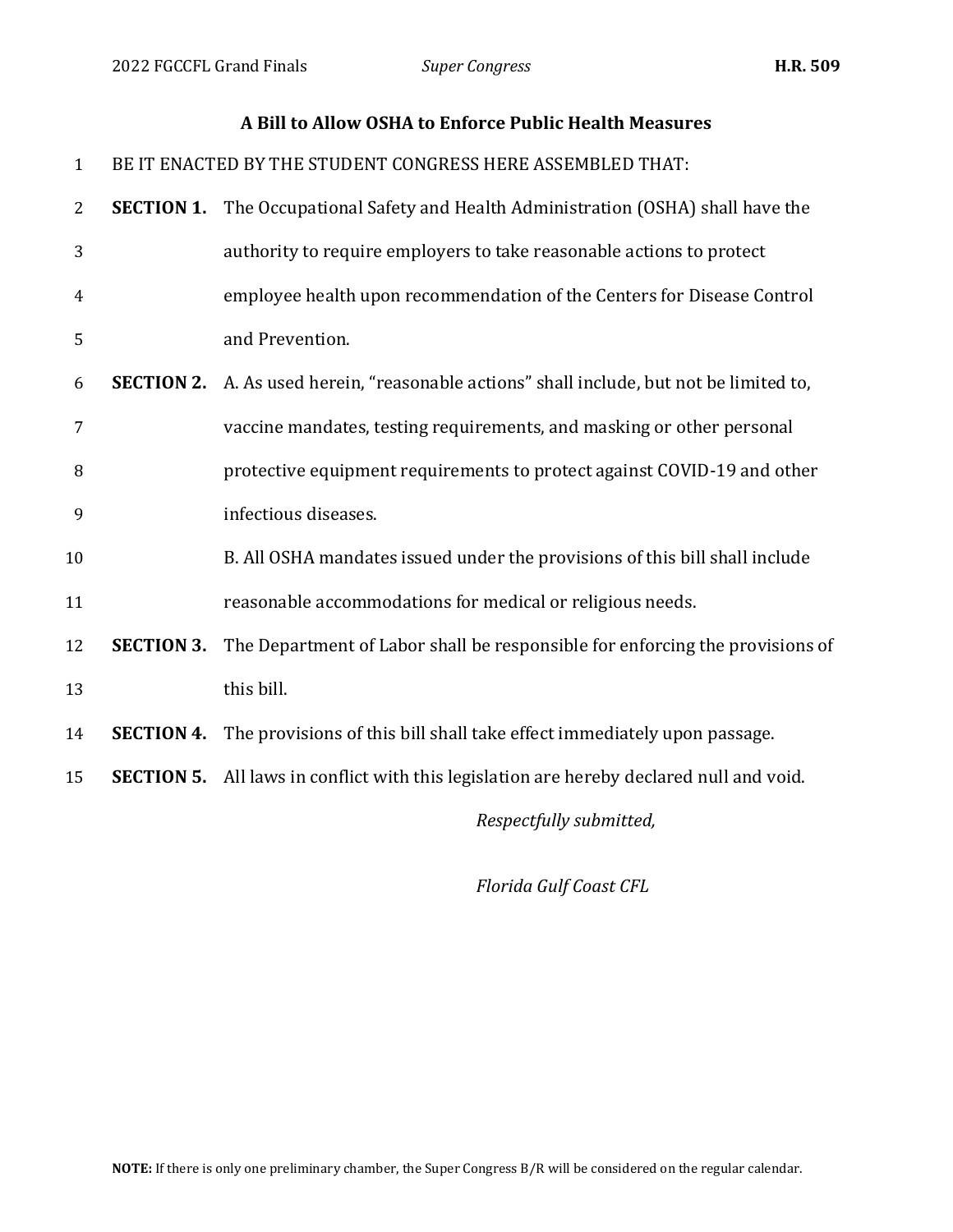**A Bill to Allow OSHA to Enforce Public Health Measures**

BE IT ENACTED BY THE STUDENT CONGRESS HERE ASSEMBLED THAT:

**SECTION 1.** The Occupational Safety and Health Administration (OSHA) shall have the authority to require employers to take reasonable actions to protect employee health upon recommendation of the Centers for Disease Control and Prevention.

**SECTION 2.** A. As used herein, "reasonable actions" shall include, but not be limited to, vaccine mandates, testing requirements, and masking or other personal protective equipment requirements to protect against COVID-19 and other infectious diseases.

B. All OSHA mandates issued under the provisions of this bill shall include reasonable accommodations for medical or religious needs.

**SECTION 3.** The Department of Labor shall be responsible for enforcing the provisions of this bill.

**SECTION 4.** The provisions of this bill shall take effect immediately upon passage.

**SECTION 5.** All laws in conflict with this legislation are hereby declared null and void.

*Respectfully submitted,*

*Florida Gulf Coast CFL*

**NOTE:** If there is only one preliminary chamber, the Super Congress B/R will be considered on the regular calendar.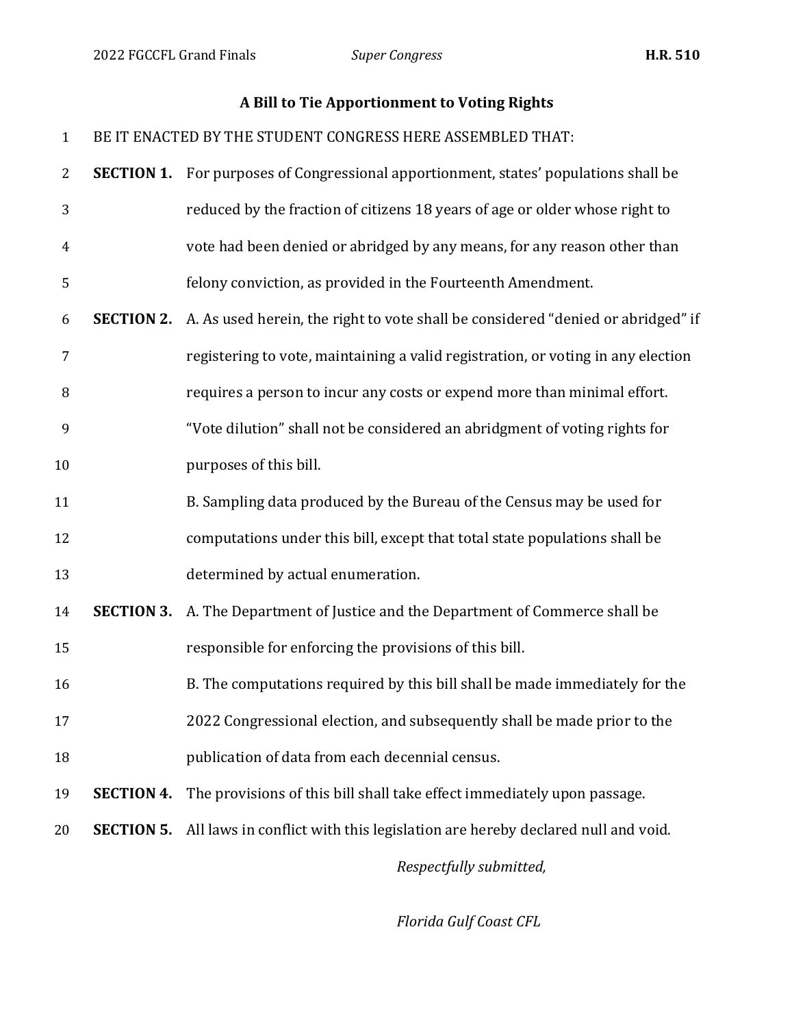# A Bill to Tie Apportionment to Voting Rights

BE IT ENACTED BY THE STUDENT CONGRESS HERE ASSEMBLED THAT:

**SECTION 1.** For purposes of Congressional apportionment, states' populations shall be reduced by the fraction of citizens 18 years of age or older whose right to vote had been denied or abridged by any means, for any reason other than felony conviction, as provided in the Fourteenth Amendment.

**SECTION 2.** A. As used herein, the right to vote shall be considered "denied or abridged" if registering to vote, maintaining a valid registration, or voting in any election requires a person to incur any costs or expend more than minimal effort. "Vote dilution" shall not be considered an abridgment of voting rights for purposes of this bill.

B. Sampling data produced by the Bureau of the Census may be used for computations under this bill, except that total state populations shall be determined by actual enumeration.

**SECTION 3.** A. The Department of Justice and the Department of Commerce shall be responsible for enforcing the provisions of this bill.

B. The computations required by this bill shall be made immediately for the 2022 Congressional election, and subsequently shall be made prior to the publication of data from each decennial census.

**SECTION 4.** The provisions of this bill shall take effect immediately upon passage.

**SECTION 5.** All laws in conflict with this legislation are hereby declared null and void.

*Respectfully submitted,*

*Florida Gulf Coast CFL*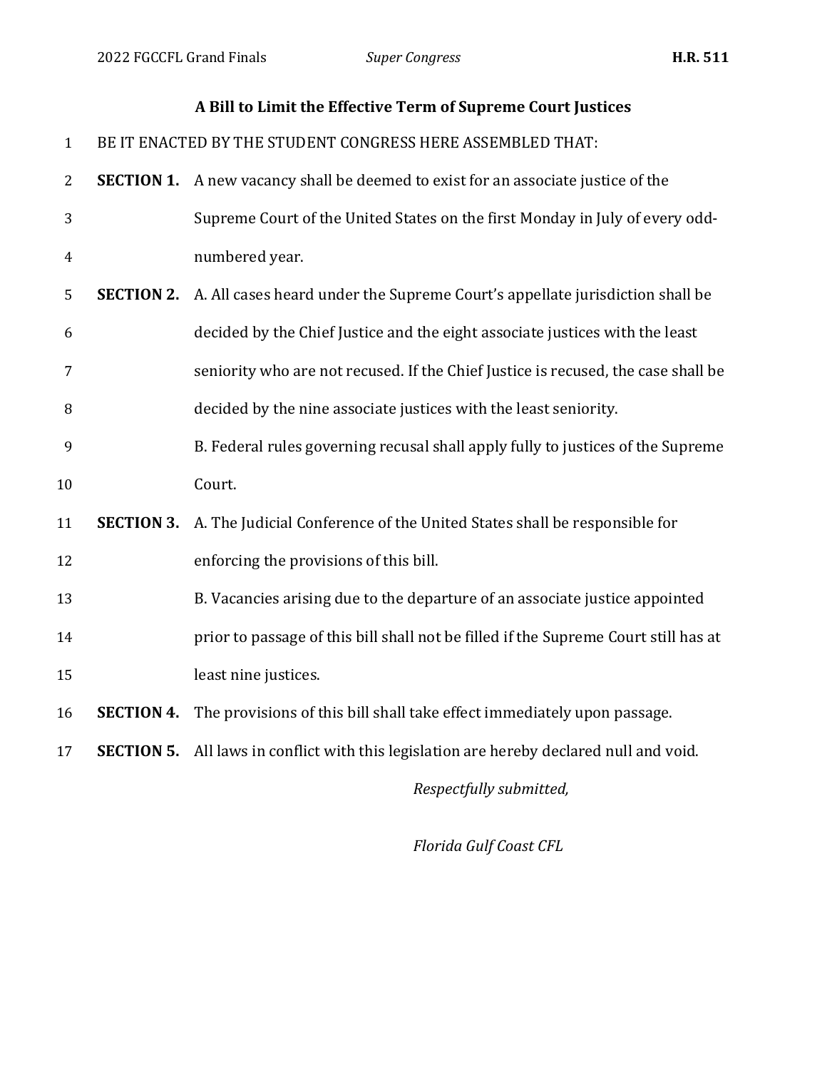**A Bill to Limit the Effective Term of Supreme Court Justices**

1 BE IT ENACTED BY THE STUDENT CONGRESS HERE ASSEMBLED THAT:

2 **SECTION 1.** A new vacancy shall be deemed to exist for an associate justice of the
3 Supreme Court of the United States on the first Monday in July of every odd-
4 numbered year.

5 **SECTION 2.** A. All cases heard under the Supreme Court's appellate jurisdiction shall be
6 decided by the Chief Justice and the eight associate justices with the least
7 seniority who are not recused. If the Chief Justice is recused, the case shall be
8 decided by the nine associate justices with the least seniority.
9 B. Federal rules governing recusal shall apply fully to justices of the Supreme
10 Court.

11 **SECTION 3.** A. The Judicial Conference of the United States shall be responsible for
12 enforcing the provisions of this bill.
13 B. Vacancies arising due to the departure of an associate justice appointed
14 prior to passage of this bill shall not be filled if the Supreme Court still has at
15 least nine justices.

16 **SECTION 4.** The provisions of this bill shall take effect immediately upon passage.

17 **SECTION 5.** All laws in conflict with this legislation are hereby declared null and void.

*Respectfully submitted,*

*Florida Gulf Coast CFL*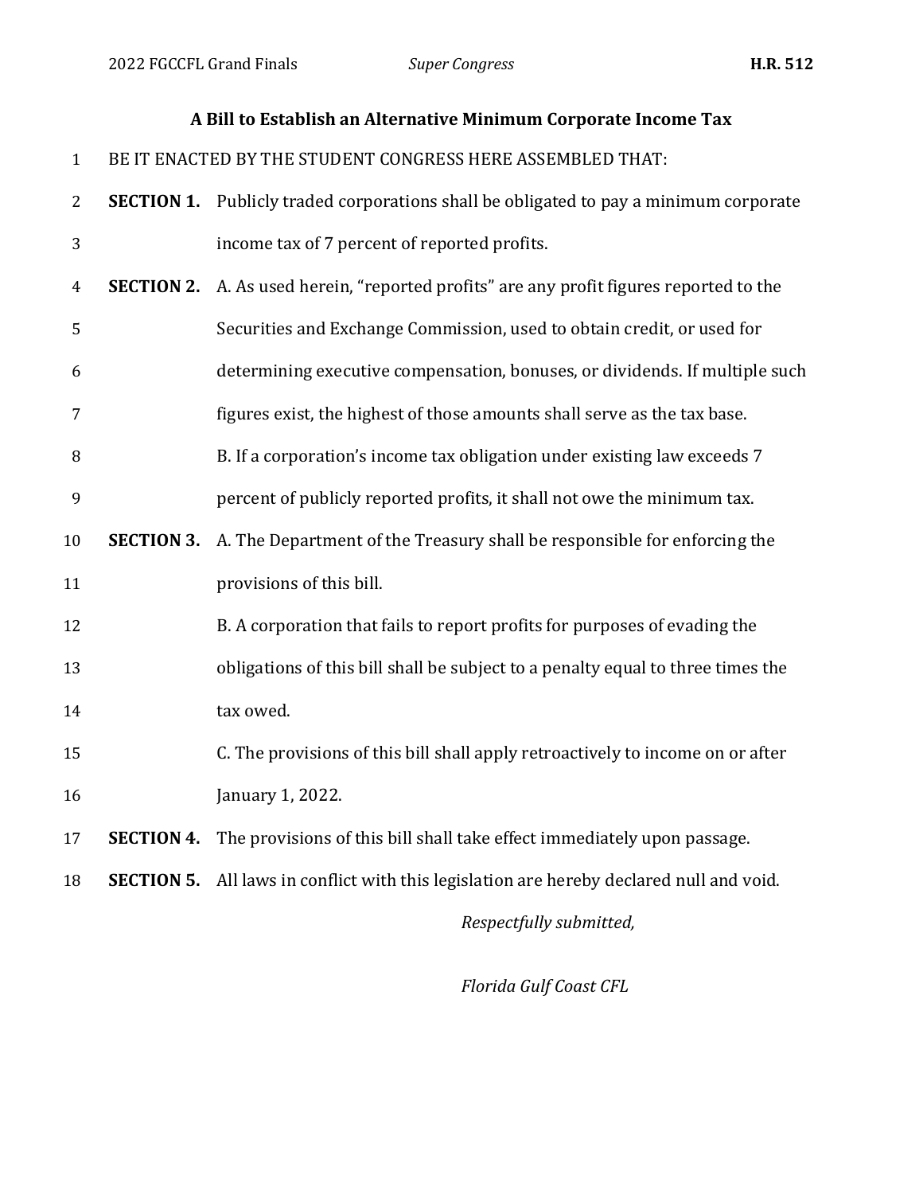**A Bill to Establish an Alternative Minimum Corporate Income Tax**

BE IT ENACTED BY THE STUDENT CONGRESS HERE ASSEMBLED THAT:

**SECTION 1.** Publicly traded corporations shall be obligated to pay a minimum corporate income tax of 7 percent of reported profits.

**SECTION 2.** A. As used herein, "reported profits" are any profit figures reported to the Securities and Exchange Commission, used to obtain credit, or used for determining executive compensation, bonuses, or dividends. If multiple such figures exist, the highest of those amounts shall serve as the tax base.

B. If a corporation's income tax obligation under existing law exceeds 7 percent of publicly reported profits, it shall not owe the minimum tax.

**SECTION 3.** A. The Department of the Treasury shall be responsible for enforcing the provisions of this bill.

B. A corporation that fails to report profits for purposes of evading the obligations of this bill shall be subject to a penalty equal to three times the tax owed.

C. The provisions of this bill shall apply retroactively to income on or after January 1, 2022.

**SECTION 4.** The provisions of this bill shall take effect immediately upon passage.

**SECTION 5.** All laws in conflict with this legislation are hereby declared null and void.

*Respectfully submitted,*

*Florida Gulf Coast CFL*